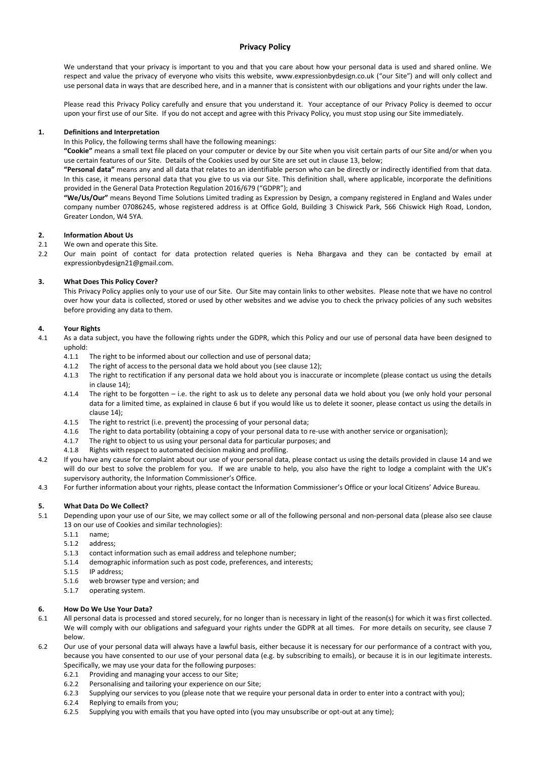# Privacy Policy

We understand that your privacy is important to you and that you care about how your personal data is used and shared online. We respect and value the privacy of everyone who visits this website, www.expressionbydesign.co.uk ("our Site") and will only collect and use personal data in ways that are described here, and in a manner that is consistent with our obligations and your rights under the law.

Please read this Privacy Policy carefully and ensure that you understand it. Your acceptance of our Privacy Policy is deemed to occur upon your first use of our Site. If you do not accept and agree with this Privacy Policy, you must stop using our Site immediately.

## 1. Definitions and Interpretation

In this Policy, the following terms shall have the following meanings:

**"Cookie"** means a small text file placed on your computer or device by our Site when you visit certain parts of our Site and/or when you use certain features of our Site. Details of the Cookies used by our Site are set out in clause 13, below;

**"Personal data"** means any and all data that relates to an identifiable person who can be directly or indirectly identified from that data. In this case, it means personal data that you give to us via our Site. This definition shall, where applicable, incorporate the definitions provided in the General Data Protection Regulation 2016/679 ("GDPR"); and

**"We/Us/Our"** means Beyond Time Solutions Limited trading as Expression by Design, a company registered in England and Wales under company number 07086245, whose registered address is at Office Gold, Building 3 Chiswick Park, 566 Chiswick High Road, London, Greater London, W4 5YA.

## 2. Information About Us

2.1 We own and operate this Site.

2.2 Our main point of contact for data protection related queries is Neha Bhargava and they can be contacted by email at expressionbydesign21@gmail.com.

## 3. What Does This Policy Cover?

This Privacy Policy applies only to your use of our Site. Our Site may contain links to other websites. Please note that we have no control over how your data is collected, stored or used by other websites and we advise you to check the privacy policies of any such websites before providing any data to them.

## 4. Your Rights

4.1 As a data subject, you have the following rights under the GDPR, which this Policy and our use of personal data have been designed to uphold:

- 4.1.1 The right to be informed about our collection and use of personal data;
- 4.1.2 The right of access to the personal data we hold about you (see clause 12);
- 4.1.3 The right to rectification if any personal data we hold about you is inaccurate or incomplete (please contact us using the details in clause 14);
- 4.1.4 The right to be forgotten – i.e. the right to ask us to delete any personal data we hold about you (we only hold your personal data for a limited time, as explained in clause 6 but if you would like us to delete it sooner, please contact us using the details in clause 14);
- 4.1.5 The right to restrict (i.e. prevent) the processing of your personal data;
- 4.1.6 The right to data portability (obtaining a copy of your personal data to re-use with another service or organisation);
- 4.1.7 The right to object to us using your personal data for particular purposes; and
- 4.1.8 Rights with respect to automated decision making and profiling.

4.2 If you have any cause for complaint about our use of your personal data, please contact us using the details provided in clause 14 and we will do our best to solve the problem for you. If we are unable to help, you also have the right to lodge a complaint with the UK's supervisory authority, the Information Commissioner's Office.

4.3 For further information about your rights, please contact the Information Commissioner's Office or your local Citizens' Advice Bureau.

## 5. What Data Do We Collect?

5.1 Depending upon your use of our Site, we may collect some or all of the following personal and non-personal data (please also see clause 13 on our use of Cookies and similar technologies):

- 5.1.1 name;
- 5.1.2 address;
- 5.1.3 contact information such as email address and telephone number;
- 5.1.4 demographic information such as post code, preferences, and interests;
- 5.1.5 IP address;
- 5.1.6 web browser type and version; and
- 5.1.7 operating system.

## 6. How Do We Use Your Data?

6.1 All personal data is processed and stored securely, for no longer than is necessary in light of the reason(s) for which it was first collected. We will comply with our obligations and safeguard your rights under the GDPR at all times. For more details on security, see clause 7 below.

6.2 Our use of your personal data will always have a lawful basis, either because it is necessary for our performance of a contract with you, because you have consented to our use of your personal data (e.g. by subscribing to emails), or because it is in our legitimate interests. Specifically, we may use your data for the following purposes:

- 6.2.1 Providing and managing your access to our Site;
- 6.2.2 Personalising and tailoring your experience on our Site;
- 6.2.3 Supplying our services to you (please note that we require your personal data in order to enter into a contract with you);
- 6.2.4 Replying to emails from you;
- 6.2.5 Supplying you with emails that you have opted into (you may unsubscribe or opt-out at any time);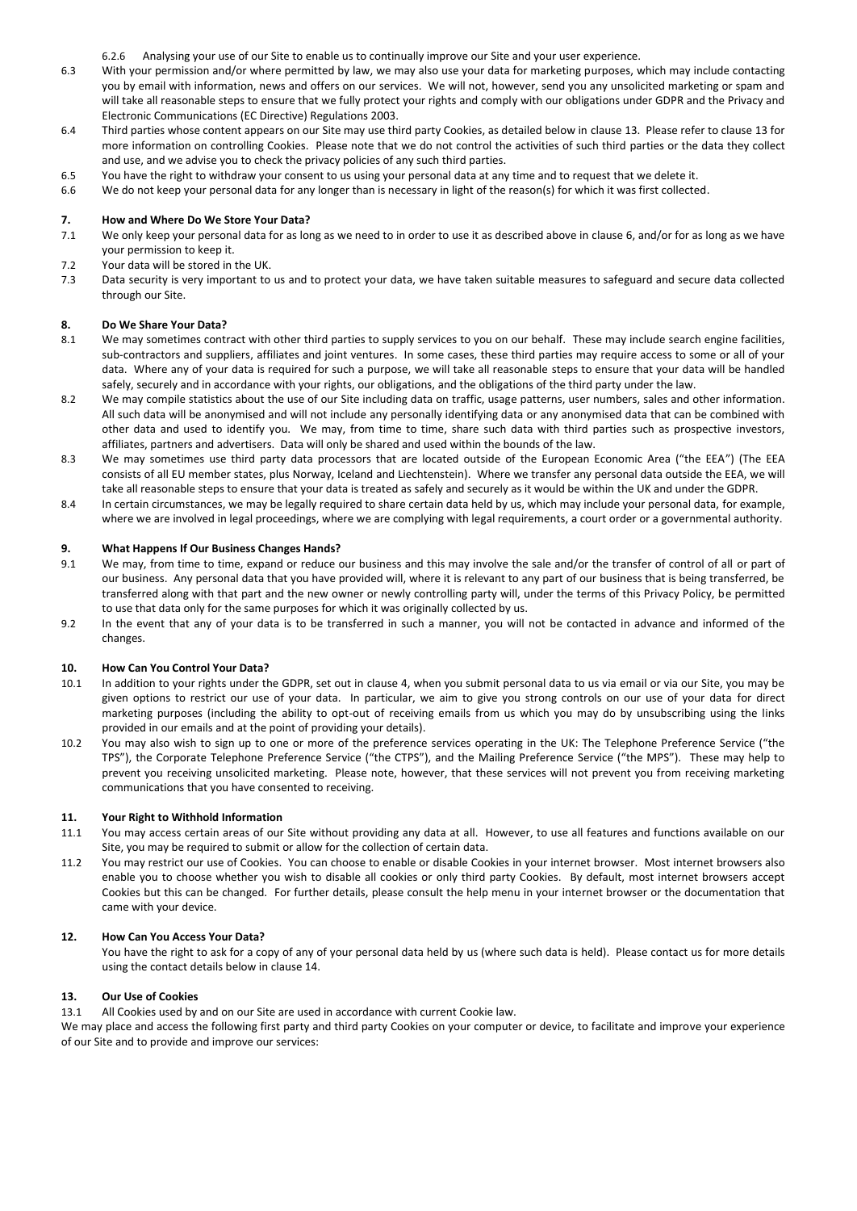6.2.6 Analysing your use of our Site to enable us to continually improve our Site and your user experience.

6.3 With your permission and/or where permitted by law, we may also use your data for marketing purposes, which may include contacting you by email with information, news and offers on our services. We will not, however, send you any unsolicited marketing or spam and will take all reasonable steps to ensure that we fully protect your rights and comply with our obligations under GDPR and the Privacy and Electronic Communications (EC Directive) Regulations 2003.

6.4 Third parties whose content appears on our Site may use third party Cookies, as detailed below in clause 13. Please refer to clause 13 for more information on controlling Cookies. Please note that we do not control the activities of such third parties or the data they collect and use, and we advise you to check the privacy policies of any such third parties.

6.5 You have the right to withdraw your consent to us using your personal data at any time and to request that we delete it.

6.6 We do not keep your personal data for any longer than is necessary in light of the reason(s) for which it was first collected.

### 7. How and Where Do We Store Your Data?

7.1 We only keep your personal data for as long as we need to in order to use it as described above in clause 6, and/or for as long as we have your permission to keep it.

7.2 Your data will be stored in the UK.

7.3 Data security is very important to us and to protect your data, we have taken suitable measures to safeguard and secure data collected through our Site.

### 8. Do We Share Your Data?

8.1 We may sometimes contract with other third parties to supply services to you on our behalf. These may include search engine facilities, sub-contractors and suppliers, affiliates and joint ventures. In some cases, these third parties may require access to some or all of your data. Where any of your data is required for such a purpose, we will take all reasonable steps to ensure that your data will be handled safely, securely and in accordance with your rights, our obligations, and the obligations of the third party under the law.

8.2 We may compile statistics about the use of our Site including data on traffic, usage patterns, user numbers, sales and other information. All such data will be anonymised and will not include any personally identifying data or any anonymised data that can be combined with other data and used to identify you. We may, from time to time, share such data with third parties such as prospective investors, affiliates, partners and advertisers. Data will only be shared and used within the bounds of the law.

8.3 We may sometimes use third party data processors that are located outside of the European Economic Area ("the EEA") (The EEA consists of all EU member states, plus Norway, Iceland and Liechtenstein). Where we transfer any personal data outside the EEA, we will take all reasonable steps to ensure that your data is treated as safely and securely as it would be within the UK and under the GDPR.

8.4 In certain circumstances, we may be legally required to share certain data held by us, which may include your personal data, for example, where we are involved in legal proceedings, where we are complying with legal requirements, a court order or a governmental authority.

### 9. What Happens If Our Business Changes Hands?

9.1 We may, from time to time, expand or reduce our business and this may involve the sale and/or the transfer of control of all or part of our business. Any personal data that you have provided will, where it is relevant to any part of our business that is being transferred, be transferred along with that part and the new owner or newly controlling party will, under the terms of this Privacy Policy, be permitted to use that data only for the same purposes for which it was originally collected by us.

9.2 In the event that any of your data is to be transferred in such a manner, you will not be contacted in advance and informed of the changes.

### 10. How Can You Control Your Data?

10.1 In addition to your rights under the GDPR, set out in clause 4, when you submit personal data to us via email or via our Site, you may be given options to restrict our use of your data. In particular, we aim to give you strong controls on our use of your data for direct marketing purposes (including the ability to opt-out of receiving emails from us which you may do by unsubscribing using the links provided in our emails and at the point of providing your details).

10.2 You may also wish to sign up to one or more of the preference services operating in the UK: The Telephone Preference Service ("the TPS"), the Corporate Telephone Preference Service ("the CTPS"), and the Mailing Preference Service ("the MPS"). These may help to prevent you receiving unsolicited marketing. Please note, however, that these services will not prevent you from receiving marketing communications that you have consented to receiving.

### 11. Your Right to Withhold Information

11.1 You may access certain areas of our Site without providing any data at all. However, to use all features and functions available on our Site, you may be required to submit or allow for the collection of certain data.

11.2 You may restrict our use of Cookies. You can choose to enable or disable Cookies in your internet browser. Most internet browsers also enable you to choose whether you wish to disable all cookies or only third party Cookies. By default, most internet browsers accept Cookies but this can be changed. For further details, please consult the help menu in your internet browser or the documentation that came with your device.

### 12. How Can You Access Your Data?

You have the right to ask for a copy of any of your personal data held by us (where such data is held). Please contact us for more details using the contact details below in clause 14.

### 13. Our Use of Cookies

13.1 All Cookies used by and on our Site are used in accordance with current Cookie law.

We may place and access the following first party and third party Cookies on your computer or device, to facilitate and improve your experience of our Site and to provide and improve our services: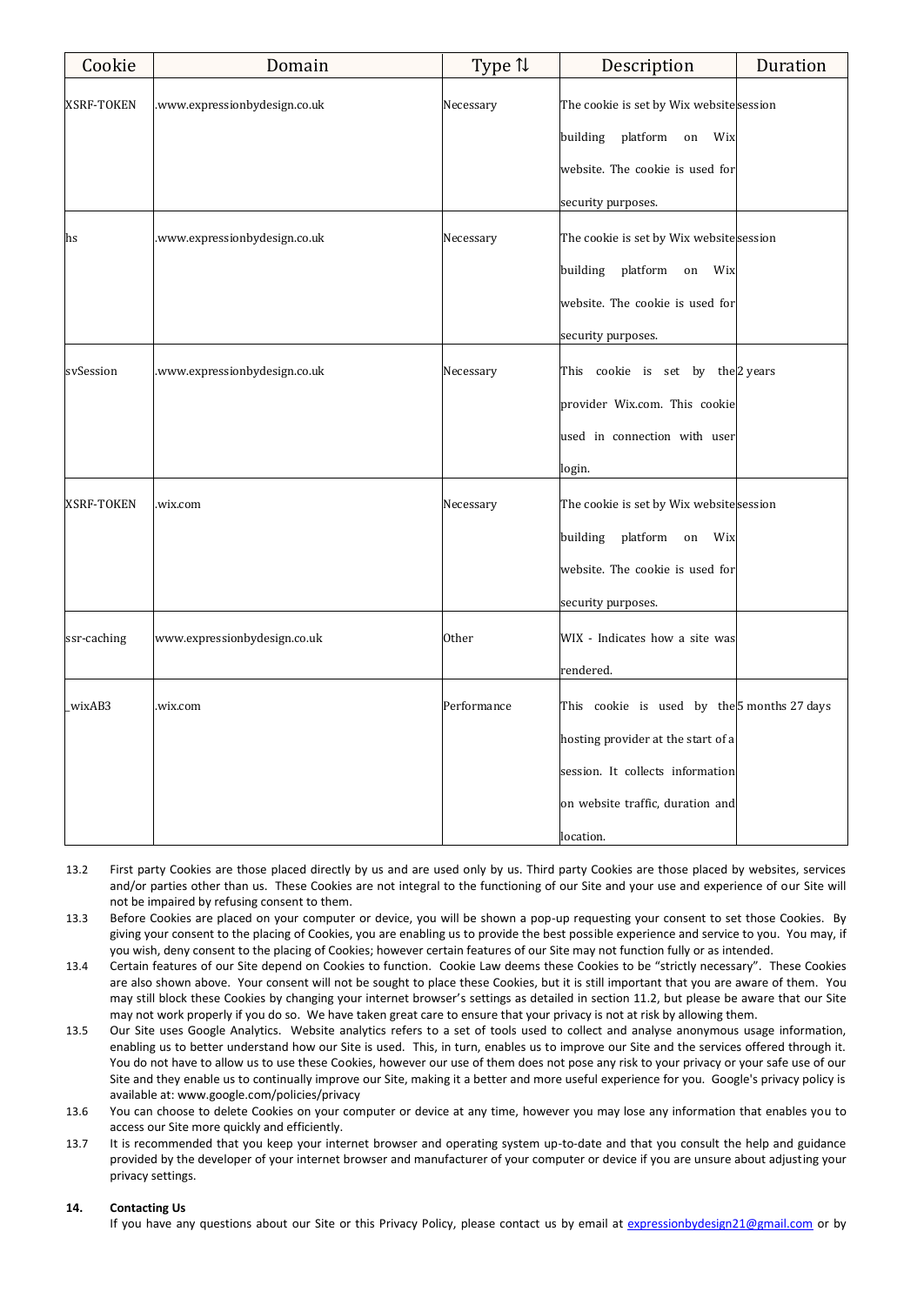| Cookie | Domain | Type ⇅ | Description | Duration |
|---|---|---|---|---|
| XSRF-TOKEN | .www.expressionbydesign.co.uk | Necessary | The cookie is set by Wix website building platform on Wix website. The cookie is used for security purposes. | session |
| hs | .www.expressionbydesign.co.uk | Necessary | The cookie is set by Wix website building platform on Wix website. The cookie is used for security purposes. | session |
| svSession | .www.expressionbydesign.co.uk | Necessary | This cookie is set by the provider Wix.com. This cookie used in connection with user login. | 2 years |
| XSRF-TOKEN | .wix.com | Necessary | The cookie is set by Wix website building platform on Wix website. The cookie is used for security purposes. | session |
| ssr-caching | www.expressionbydesign.co.uk | Other | WIX - Indicates how a site was rendered. | |
| _wixAB3 | .wix.com | Performance | This cookie is used by the hosting provider at the start of a session. It collects information on website traffic, duration and location. | 5 months 27 days |

13.2 First party Cookies are those placed directly by us and are used only by us. Third party Cookies are those placed by websites, services and/or parties other than us. These Cookies are not integral to the functioning of our Site and your use and experience of our Site will not be impaired by refusing consent to them.

13.3 Before Cookies are placed on your computer or device, you will be shown a pop-up requesting your consent to set those Cookies. By giving your consent to the placing of Cookies, you are enabling us to provide the best possible experience and service to you. You may, if you wish, deny consent to the placing of Cookies; however certain features of our Site may not function fully or as intended.

13.4 Certain features of our Site depend on Cookies to function. Cookie Law deems these Cookies to be "strictly necessary". These Cookies are also shown above. Your consent will not be sought to place these Cookies, but it is still important that you are aware of them. You may still block these Cookies by changing your internet browser's settings as detailed in section 11.2, but please be aware that our Site may not work properly if you do so. We have taken great care to ensure that your privacy is not at risk by allowing them.

13.5 Our Site uses Google Analytics. Website analytics refers to a set of tools used to collect and analyse anonymous usage information, enabling us to better understand how our Site is used. This, in turn, enables us to improve our Site and the services offered through it. You do not have to allow us to use these Cookies, however our use of them does not pose any risk to your privacy or your safe use of our Site and they enable us to continually improve our Site, making it a better and more useful experience for you. Google's privacy policy is available at: www.google.com/policies/privacy

13.6 You can choose to delete Cookies on your computer or device at any time, however you may lose any information that enables you to access our Site more quickly and efficiently.

13.7 It is recommended that you keep your internet browser and operating system up-to-date and that you consult the help and guidance provided by the developer of your internet browser and manufacturer of your computer or device if you are unsure about adjusting your privacy settings.

**14. Contacting Us**

If you have any questions about our Site or this Privacy Policy, please contact us by email at [expressionbydesign21@gmail.com](mailto:expressionbydesign21@gmail.com) or by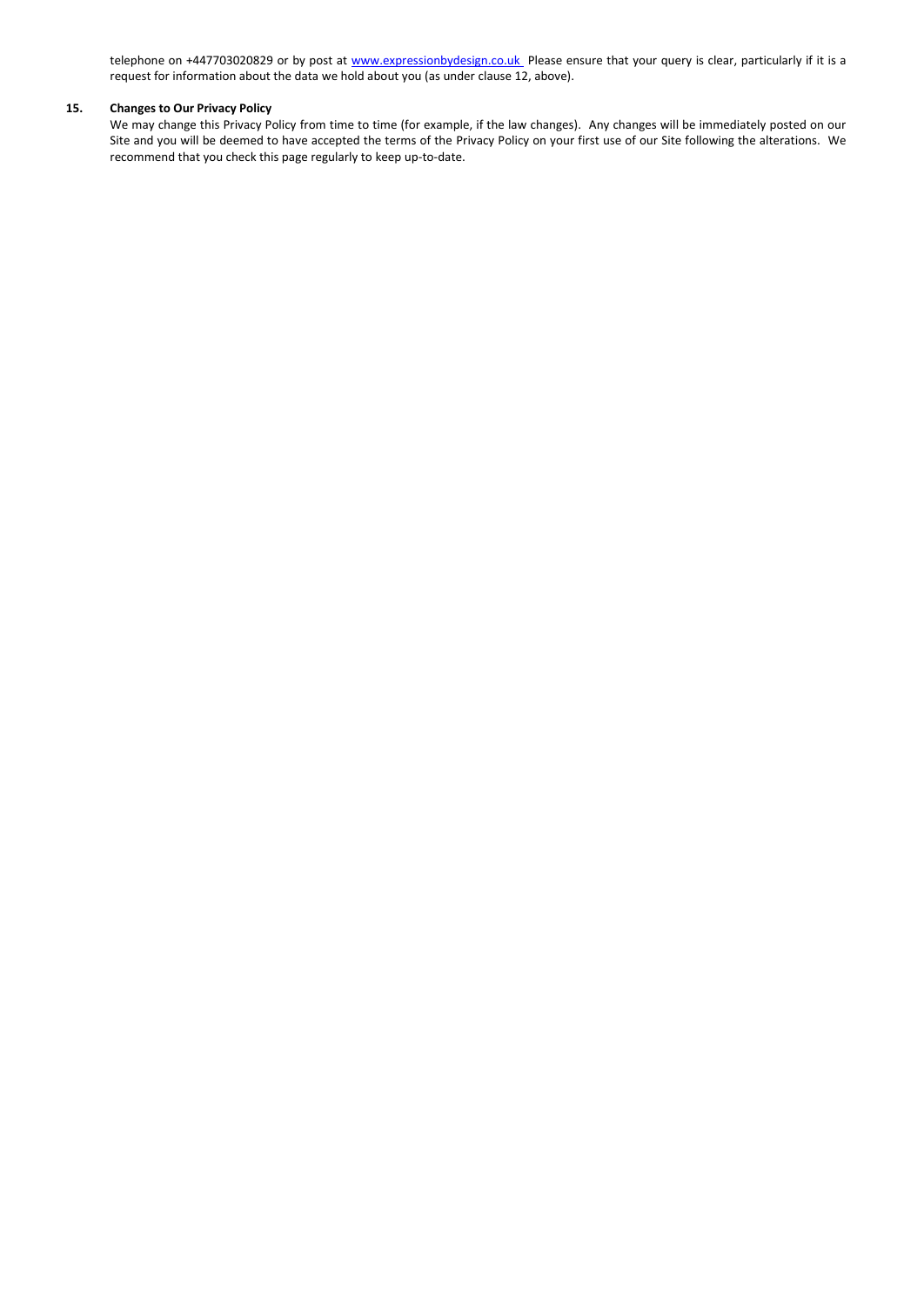telephone on +447703020829 or by post at [www.expressionbydesign.co.uk](http://www.expressionbydesign.co.uk) Please ensure that your query is clear, particularly if it is a request for information about the data we hold about you (as under clause 12, above).

**15. Changes to Our Privacy Policy**

We may change this Privacy Policy from time to time (for example, if the law changes). Any changes will be immediately posted on our Site and you will be deemed to have accepted the terms of the Privacy Policy on your first use of our Site following the alterations. We recommend that you check this page regularly to keep up-to-date.